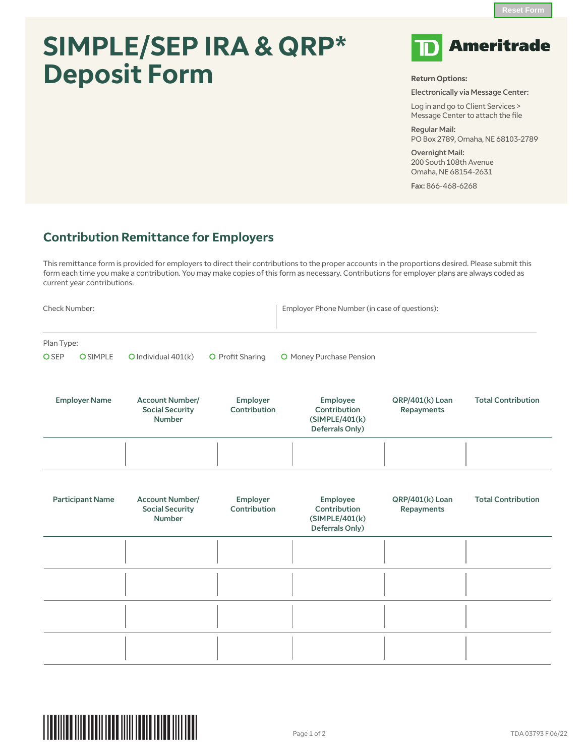# SIMPLE/SEP IRA & QRP* Deposit Form

TD Ameritrade

**Return Options:**

**Electronically via Message Center:**

Log in and go to Client Services > Message Center to attach the file

**Regular Mail:**
PO Box 2789, Omaha, NE 68103-2789

**Overnight Mail:**
200 South 108th Avenue
Omaha, NE 68154-2631

**Fax:** 866-468-6268

## Contribution Remittance for Employers

This remittance form is provided for employers to direct their contributions to the proper accounts in the proportions desired. Please submit this form each time you make a contribution. You may make copies of this form as necessary. Contributions for employer plans are always coded as current year contributions.

Check Number:

Employer Phone Number (in case of questions):

Plan Type:

- ○ SEP
- ○ SIMPLE
- ○ Individual 401(k)
- ○ Profit Sharing
- ○ Money Purchase Pension

| Employer Name | Account Number/ Social Security Number | Employer Contribution | Employee Contribution (SIMPLE/401(k) Deferrals Only) | QRP/401(k) Loan Repayments | Total Contribution |
|---|---|---|---|---|---|
| | | | | | |

| Participant Name | Account Number/ Social Security Number | Employer Contribution | Employee Contribution (SIMPLE/401(k) Deferrals Only) | QRP/401(k) Loan Repayments | Total Contribution |
|---|---|---|---|---|---|
| | | | | | |
| | | | | | |
| | | | | | |
| | | | | | |

TDA 03793 F 06/22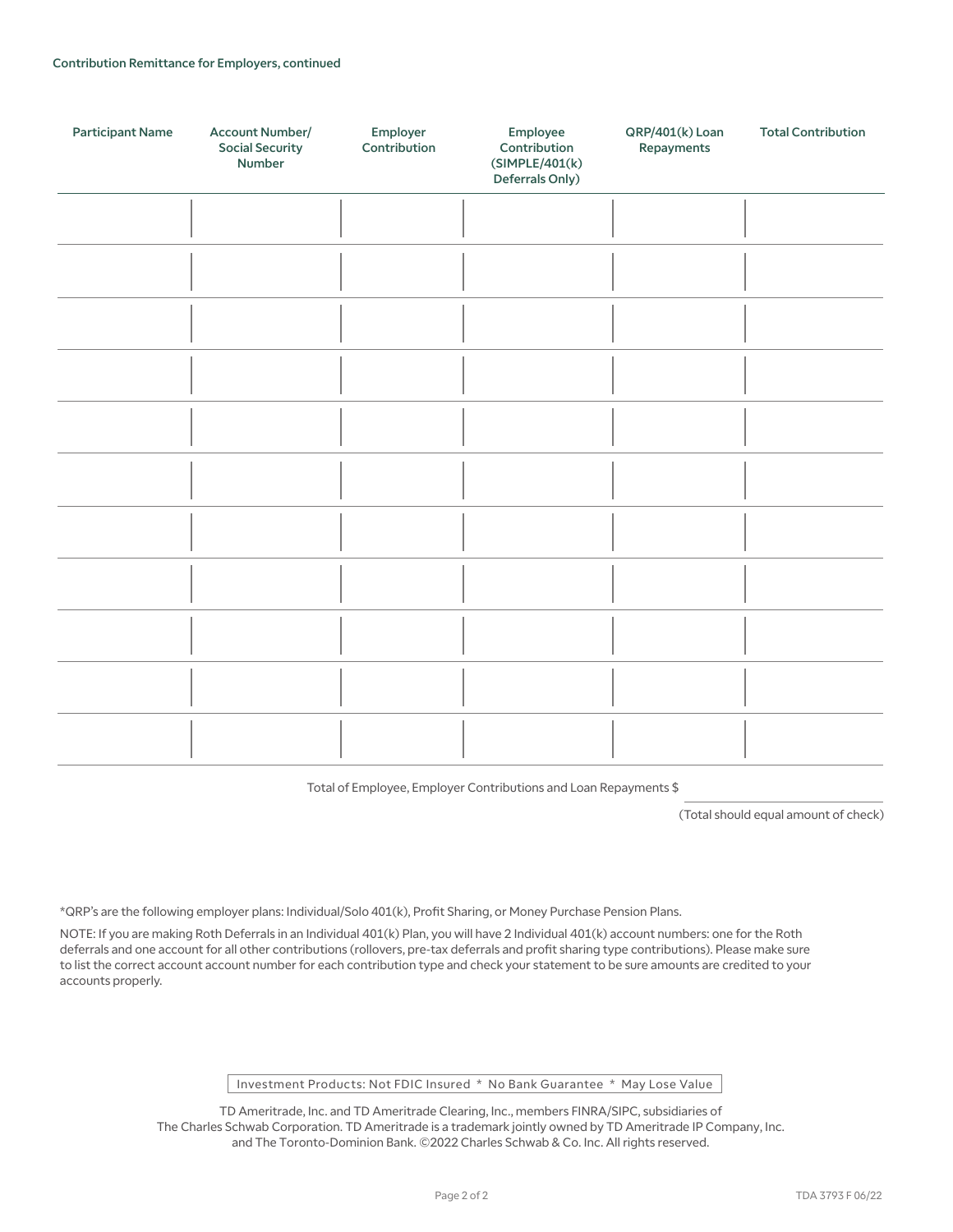Contribution Remittance for Employers, continued

| Participant Name | Account Number/ Social Security Number | Employer Contribution | Employee Contribution (SIMPLE/401(k) Deferrals Only) | QRP/401(k) Loan Repayments | Total Contribution |
|---|---|---|---|---|---|
| | | | | | |
| | | | | | |
| | | | | | |
| | | | | | |
| | | | | | |
| | | | | | |
| | | | | | |
| | | | | | |
| | | | | | |
| | | | | | |
| | | | | | |

Total of Employee, Employer Contributions and Loan Repayments $ ____________

(Total should equal amount of check)

*QRP's are the following employer plans: Individual/Solo 401(k), Profit Sharing, or Money Purchase Pension Plans.

NOTE: If you are making Roth Deferrals in an Individual 401(k) Plan, you will have 2 Individual 401(k) account numbers: one for the Roth deferrals and one account for all other contributions (rollovers, pre-tax deferrals and profit sharing type contributions). Please make sure to list the correct account account number for each contribution type and check your statement to be sure amounts are credited to your accounts properly.

Investment Products: Not FDIC Insured * No Bank Guarantee * May Lose Value

TD Ameritrade, Inc. and TD Ameritrade Clearing, Inc., members FINRA/SIPC, subsidiaries of The Charles Schwab Corporation. TD Ameritrade is a trademark jointly owned by TD Ameritrade IP Company, Inc. and The Toronto-Dominion Bank. ©2022 Charles Schwab & Co. Inc. All rights reserved.

TDA 3793 F 06/22